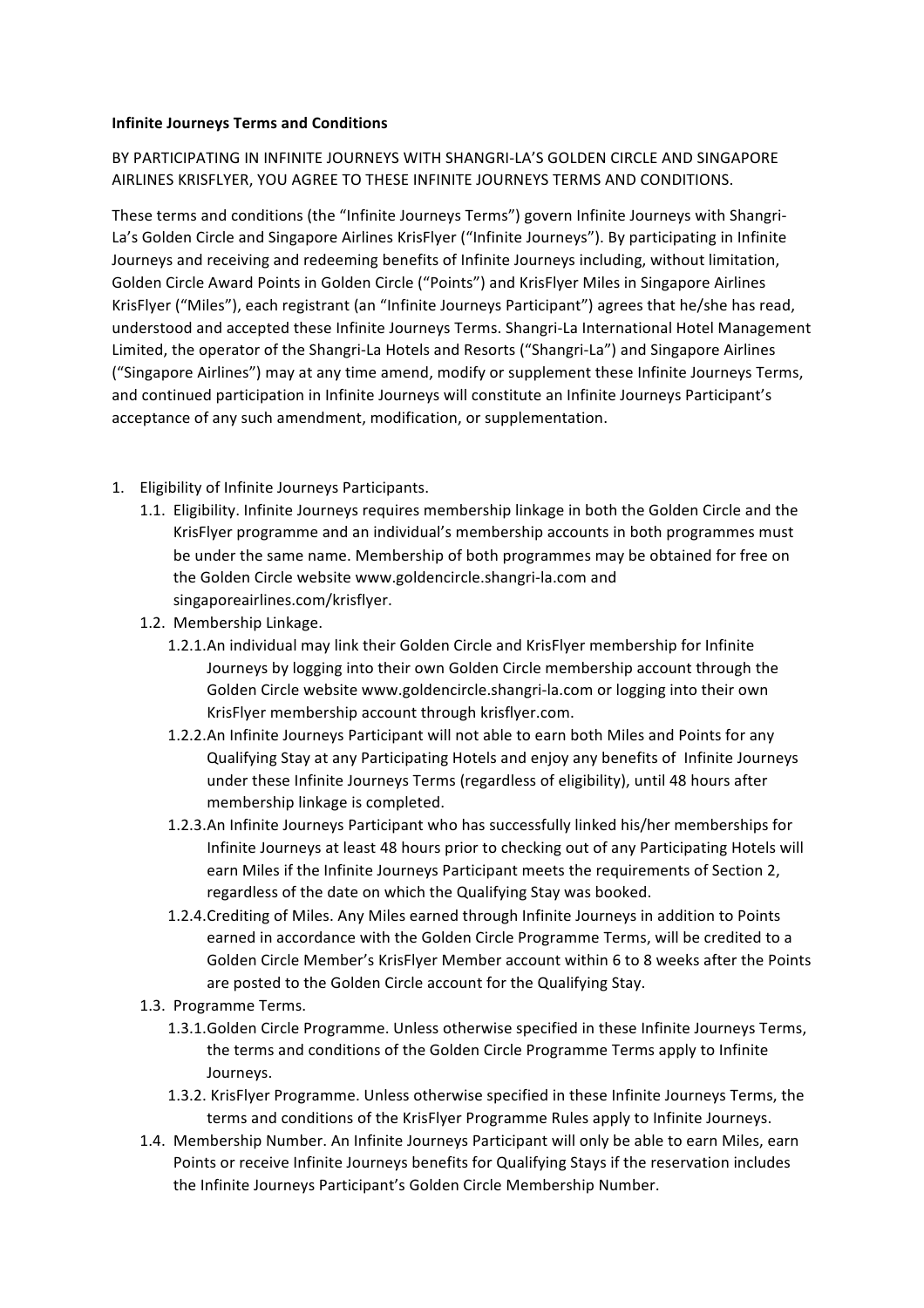**Infinite Journeys Terms and Conditions**

BY PARTICIPATING IN INFINITE JOURNEYS WITH SHANGRI-LA'S GOLDEN CIRCLE AND SINGAPORE AIRLINES KRISFLYER, YOU AGREE TO THESE INFINITE JOURNEYS TERMS AND CONDITIONS.

These terms and conditions (the "Infinite Journeys Terms") govern Infinite Journeys with Shangri-La's Golden Circle and Singapore Airlines KrisFlyer ("Infinite Journeys"). By participating in Infinite Journeys and receiving and redeeming benefits of Infinite Journeys including, without limitation, Golden Circle Award Points in Golden Circle ("Points") and KrisFlyer Miles in Singapore Airlines KrisFlyer ("Miles"), each registrant (an "Infinite Journeys Participant") agrees that he/she has read, understood and accepted these Infinite Journeys Terms. Shangri-La International Hotel Management Limited, the operator of the Shangri-La Hotels and Resorts ("Shangri-La") and Singapore Airlines ("Singapore Airlines") may at any time amend, modify or supplement these Infinite Journeys Terms, and continued participation in Infinite Journeys will constitute an Infinite Journeys Participant's acceptance of any such amendment, modification, or supplementation.

1. Eligibility of Infinite Journeys Participants.
   - 1.1. Eligibility. Infinite Journeys requires membership linkage in both the Golden Circle and the KrisFlyer programme and an individual's membership accounts in both programmes must be under the same name. Membership of both programmes may be obtained for free on the Golden Circle website www.goldencircle.shangri-la.com and singaporeairlines.com/krisflyer.
   - 1.2. Membership Linkage.
     - 1.2.1. An individual may link their Golden Circle and KrisFlyer membership for Infinite Journeys by logging into their own Golden Circle membership account through the Golden Circle website www.goldencircle.shangri-la.com or logging into their own KrisFlyer membership account through krisflyer.com.
     - 1.2.2. An Infinite Journeys Participant will not able to earn both Miles and Points for any Qualifying Stay at any Participating Hotels and enjoy any benefits of Infinite Journeys under these Infinite Journeys Terms (regardless of eligibility), until 48 hours after membership linkage is completed.
     - 1.2.3. An Infinite Journeys Participant who has successfully linked his/her memberships for Infinite Journeys at least 48 hours prior to checking out of any Participating Hotels will earn Miles if the Infinite Journeys Participant meets the requirements of Section 2, regardless of the date on which the Qualifying Stay was booked.
     - 1.2.4. Crediting of Miles. Any Miles earned through Infinite Journeys in addition to Points earned in accordance with the Golden Circle Programme Terms, will be credited to a Golden Circle Member's KrisFlyer Member account within 6 to 8 weeks after the Points are posted to the Golden Circle account for the Qualifying Stay.
   - 1.3. Programme Terms.
     - 1.3.1. Golden Circle Programme. Unless otherwise specified in these Infinite Journeys Terms, the terms and conditions of the Golden Circle Programme Terms apply to Infinite Journeys.
     - 1.3.2. KrisFlyer Programme. Unless otherwise specified in these Infinite Journeys Terms, the terms and conditions of the KrisFlyer Programme Rules apply to Infinite Journeys.
   - 1.4. Membership Number. An Infinite Journeys Participant will only be able to earn Miles, earn Points or receive Infinite Journeys benefits for Qualifying Stays if the reservation includes the Infinite Journeys Participant's Golden Circle Membership Number.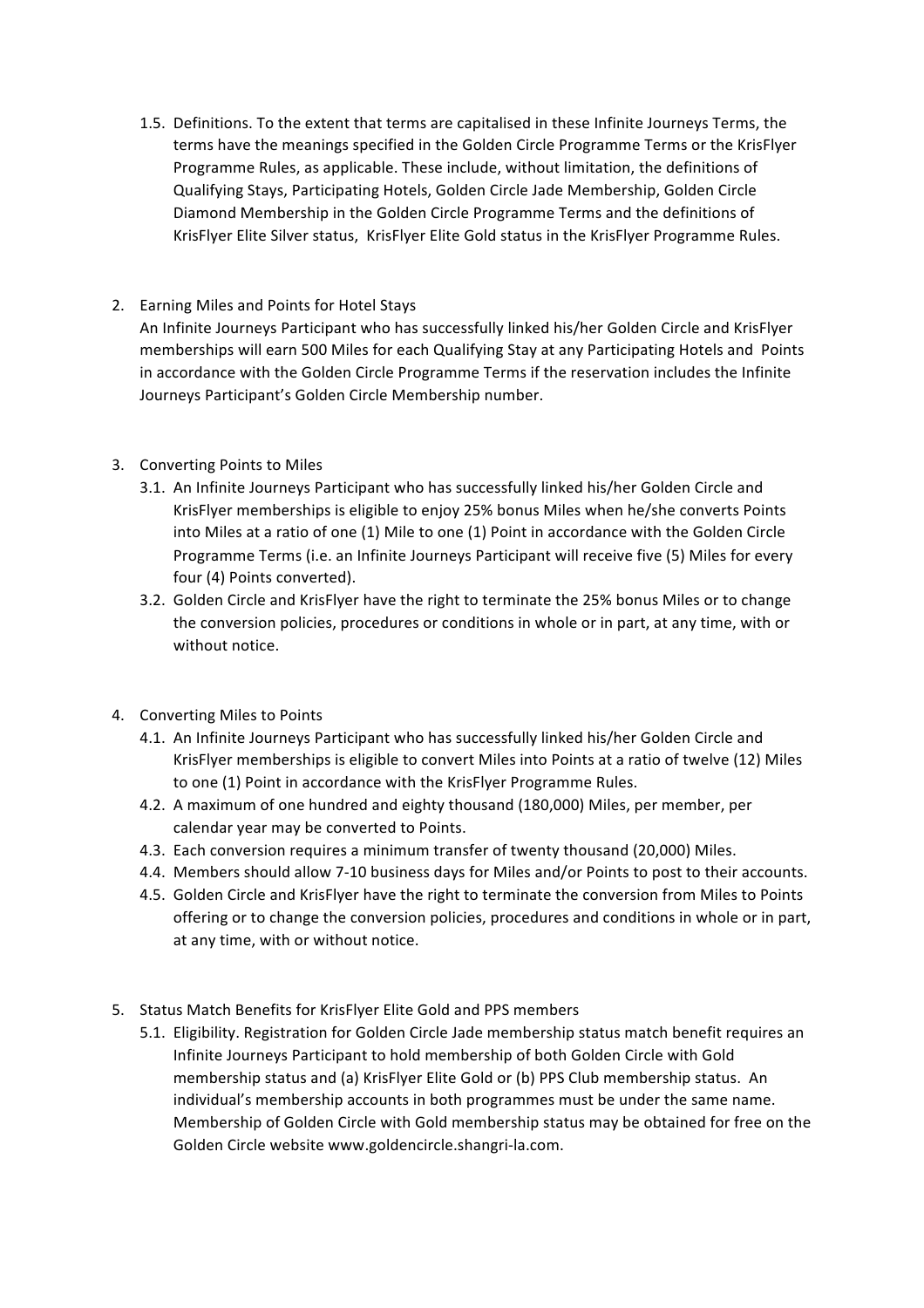1.5. Definitions. To the extent that terms are capitalised in these Infinite Journeys Terms, the terms have the meanings specified in the Golden Circle Programme Terms or the KrisFlyer Programme Rules, as applicable. These include, without limitation, the definitions of Qualifying Stays, Participating Hotels, Golden Circle Jade Membership, Golden Circle Diamond Membership in the Golden Circle Programme Terms and the definitions of KrisFlyer Elite Silver status, KrisFlyer Elite Gold status in the KrisFlyer Programme Rules.

2. Earning Miles and Points for Hotel Stays

   An Infinite Journeys Participant who has successfully linked his/her Golden Circle and KrisFlyer memberships will earn 500 Miles for each Qualifying Stay at any Participating Hotels and Points in accordance with the Golden Circle Programme Terms if the reservation includes the Infinite Journeys Participant's Golden Circle Membership number.

3. Converting Points to Miles

   3.1. An Infinite Journeys Participant who has successfully linked his/her Golden Circle and KrisFlyer memberships is eligible to enjoy 25% bonus Miles when he/she converts Points into Miles at a ratio of one (1) Mile to one (1) Point in accordance with the Golden Circle Programme Terms (i.e. an Infinite Journeys Participant will receive five (5) Miles for every four (4) Points converted).

   3.2. Golden Circle and KrisFlyer have the right to terminate the 25% bonus Miles or to change the conversion policies, procedures or conditions in whole or in part, at any time, with or without notice.

4. Converting Miles to Points

   4.1. An Infinite Journeys Participant who has successfully linked his/her Golden Circle and KrisFlyer memberships is eligible to convert Miles into Points at a ratio of twelve (12) Miles to one (1) Point in accordance with the KrisFlyer Programme Rules.

   4.2. A maximum of one hundred and eighty thousand (180,000) Miles, per member, per calendar year may be converted to Points.

   4.3. Each conversion requires a minimum transfer of twenty thousand (20,000) Miles.

   4.4. Members should allow 7-10 business days for Miles and/or Points to post to their accounts.

   4.5. Golden Circle and KrisFlyer have the right to terminate the conversion from Miles to Points offering or to change the conversion policies, procedures and conditions in whole or in part, at any time, with or without notice.

5. Status Match Benefits for KrisFlyer Elite Gold and PPS members

   5.1. Eligibility. Registration for Golden Circle Jade membership status match benefit requires an Infinite Journeys Participant to hold membership of both Golden Circle with Gold membership status and (a) KrisFlyer Elite Gold or (b) PPS Club membership status. An individual's membership accounts in both programmes must be under the same name. Membership of Golden Circle with Gold membership status may be obtained for free on the Golden Circle website www.goldencircle.shangri-la.com.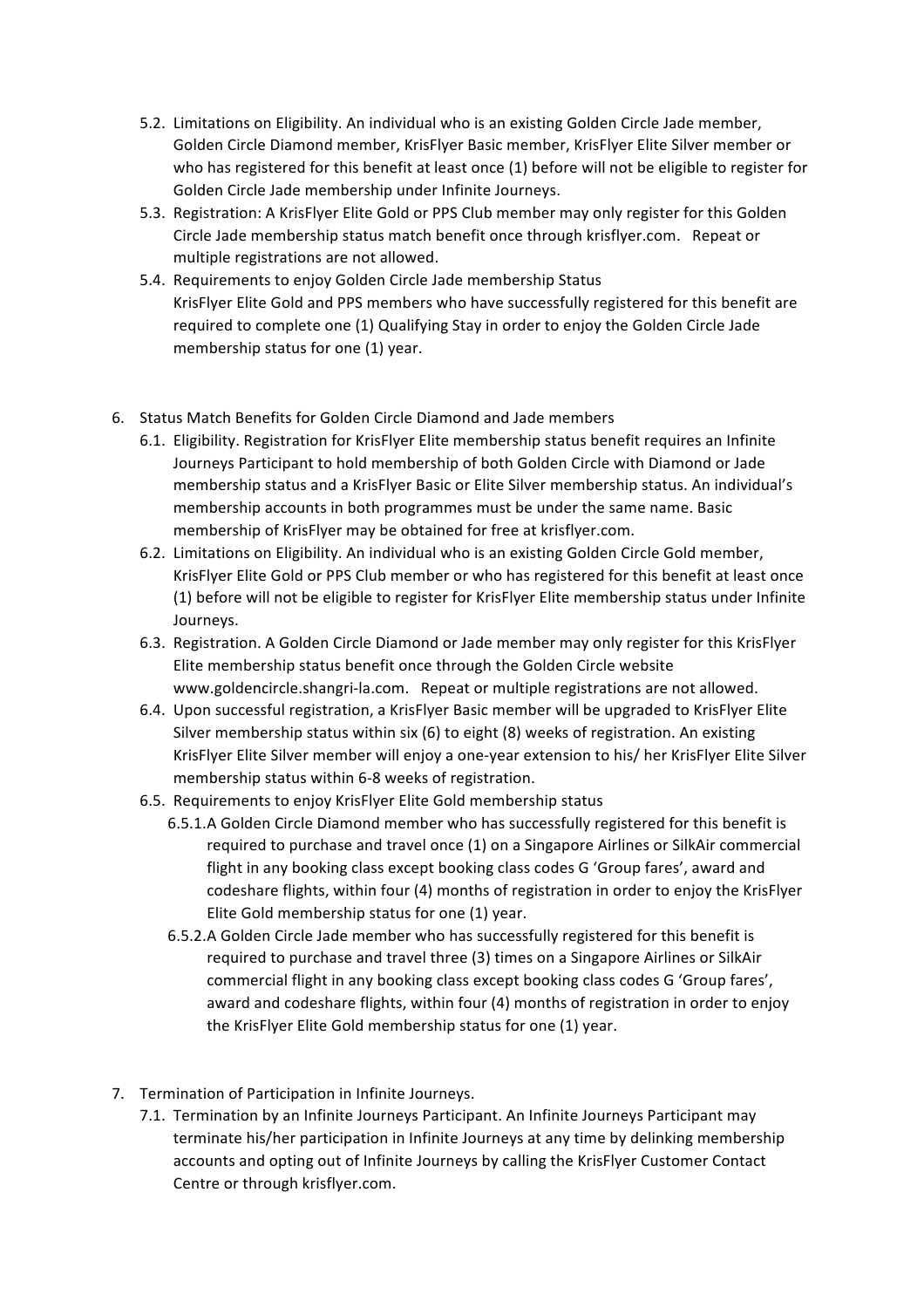5.2. Limitations on Eligibility. An individual who is an existing Golden Circle Jade member, Golden Circle Diamond member, KrisFlyer Basic member, KrisFlyer Elite Silver member or who has registered for this benefit at least once (1) before will not be eligible to register for Golden Circle Jade membership under Infinite Journeys.

5.3. Registration: A KrisFlyer Elite Gold or PPS Club member may only register for this Golden Circle Jade membership status match benefit once through krisflyer.com. Repeat or multiple registrations are not allowed.

5.4. Requirements to enjoy Golden Circle Jade membership Status
KrisFlyer Elite Gold and PPS members who have successfully registered for this benefit are required to complete one (1) Qualifying Stay in order to enjoy the Golden Circle Jade membership status for one (1) year.

6. Status Match Benefits for Golden Circle Diamond and Jade members

6.1. Eligibility. Registration for KrisFlyer Elite membership status benefit requires an Infinite Journeys Participant to hold membership of both Golden Circle with Diamond or Jade membership status and a KrisFlyer Basic or Elite Silver membership status. An individual's membership accounts in both programmes must be under the same name. Basic membership of KrisFlyer may be obtained for free at krisflyer.com.

6.2. Limitations on Eligibility. An individual who is an existing Golden Circle Gold member, KrisFlyer Elite Gold or PPS Club member or who has registered for this benefit at least once (1) before will not be eligible to register for KrisFlyer Elite membership status under Infinite Journeys.

6.3. Registration. A Golden Circle Diamond or Jade member may only register for this KrisFlyer Elite membership status benefit once through the Golden Circle website www.goldencircle.shangri-la.com. Repeat or multiple registrations are not allowed.

6.4. Upon successful registration, a KrisFlyer Basic member will be upgraded to KrisFlyer Elite Silver membership status within six (6) to eight (8) weeks of registration. An existing KrisFlyer Elite Silver member will enjoy a one-year extension to his/ her KrisFlyer Elite Silver membership status within 6-8 weeks of registration.

6.5. Requirements to enjoy KrisFlyer Elite Gold membership status

6.5.1. A Golden Circle Diamond member who has successfully registered for this benefit is required to purchase and travel once (1) on a Singapore Airlines or SilkAir commercial flight in any booking class except booking class codes G 'Group fares', award and codeshare flights, within four (4) months of registration in order to enjoy the KrisFlyer Elite Gold membership status for one (1) year.

6.5.2. A Golden Circle Jade member who has successfully registered for this benefit is required to purchase and travel three (3) times on a Singapore Airlines or SilkAir commercial flight in any booking class except booking class codes G 'Group fares', award and codeshare flights, within four (4) months of registration in order to enjoy the KrisFlyer Elite Gold membership status for one (1) year.

7. Termination of Participation in Infinite Journeys.

7.1. Termination by an Infinite Journeys Participant. An Infinite Journeys Participant may terminate his/her participation in Infinite Journeys at any time by delinking membership accounts and opting out of Infinite Journeys by calling the KrisFlyer Customer Contact Centre or through krisflyer.com.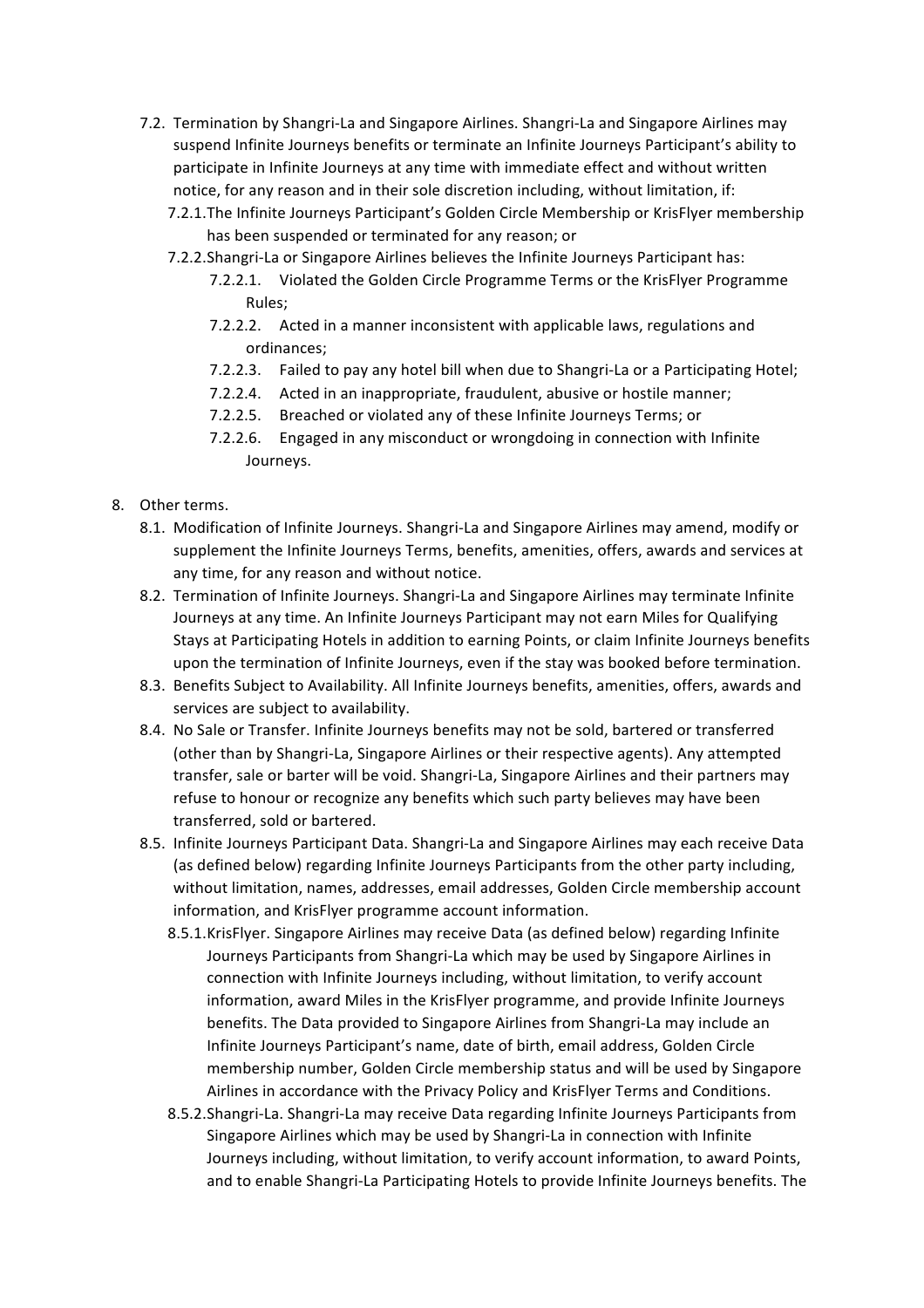- 7.2. Termination by Shangri-La and Singapore Airlines. Shangri-La and Singapore Airlines may suspend Infinite Journeys benefits or terminate an Infinite Journeys Participant's ability to participate in Infinite Journeys at any time with immediate effect and without written notice, for any reason and in their sole discretion including, without limitation, if:
  - 7.2.1. The Infinite Journeys Participant's Golden Circle Membership or KrisFlyer membership has been suspended or terminated for any reason; or
  - 7.2.2. Shangri-La or Singapore Airlines believes the Infinite Journeys Participant has:
    - 7.2.2.1. Violated the Golden Circle Programme Terms or the KrisFlyer Programme Rules;
    - 7.2.2.2. Acted in a manner inconsistent with applicable laws, regulations and ordinances;
    - 7.2.2.3. Failed to pay any hotel bill when due to Shangri-La or a Participating Hotel;
    - 7.2.2.4. Acted in an inappropriate, fraudulent, abusive or hostile manner;
    - 7.2.2.5. Breached or violated any of these Infinite Journeys Terms; or
    - 7.2.2.6. Engaged in any misconduct or wrongdoing in connection with Infinite Journeys.

8. Other terms.
   - 8.1. Modification of Infinite Journeys. Shangri-La and Singapore Airlines may amend, modify or supplement the Infinite Journeys Terms, benefits, amenities, offers, awards and services at any time, for any reason and without notice.
   - 8.2. Termination of Infinite Journeys. Shangri-La and Singapore Airlines may terminate Infinite Journeys at any time. An Infinite Journeys Participant may not earn Miles for Qualifying Stays at Participating Hotels in addition to earning Points, or claim Infinite Journeys benefits upon the termination of Infinite Journeys, even if the stay was booked before termination.
   - 8.3. Benefits Subject to Availability. All Infinite Journeys benefits, amenities, offers, awards and services are subject to availability.
   - 8.4. No Sale or Transfer. Infinite Journeys benefits may not be sold, bartered or transferred (other than by Shangri-La, Singapore Airlines or their respective agents). Any attempted transfer, sale or barter will be void. Shangri-La, Singapore Airlines and their partners may refuse to honour or recognize any benefits which such party believes may have been transferred, sold or bartered.
   - 8.5. Infinite Journeys Participant Data. Shangri-La and Singapore Airlines may each receive Data (as defined below) regarding Infinite Journeys Participants from the other party including, without limitation, names, addresses, email addresses, Golden Circle membership account information, and KrisFlyer programme account information.
     - 8.5.1. KrisFlyer. Singapore Airlines may receive Data (as defined below) regarding Infinite Journeys Participants from Shangri-La which may be used by Singapore Airlines in connection with Infinite Journeys including, without limitation, to verify account information, award Miles in the KrisFlyer programme, and provide Infinite Journeys benefits. The Data provided to Singapore Airlines from Shangri-La may include an Infinite Journeys Participant's name, date of birth, email address, Golden Circle membership number, Golden Circle membership status and will be used by Singapore Airlines in accordance with the Privacy Policy and KrisFlyer Terms and Conditions.
     - 8.5.2. Shangri-La. Shangri-La may receive Data regarding Infinite Journeys Participants from Singapore Airlines which may be used by Shangri-La in connection with Infinite Journeys including, without limitation, to verify account information, to award Points, and to enable Shangri-La Participating Hotels to provide Infinite Journeys benefits. The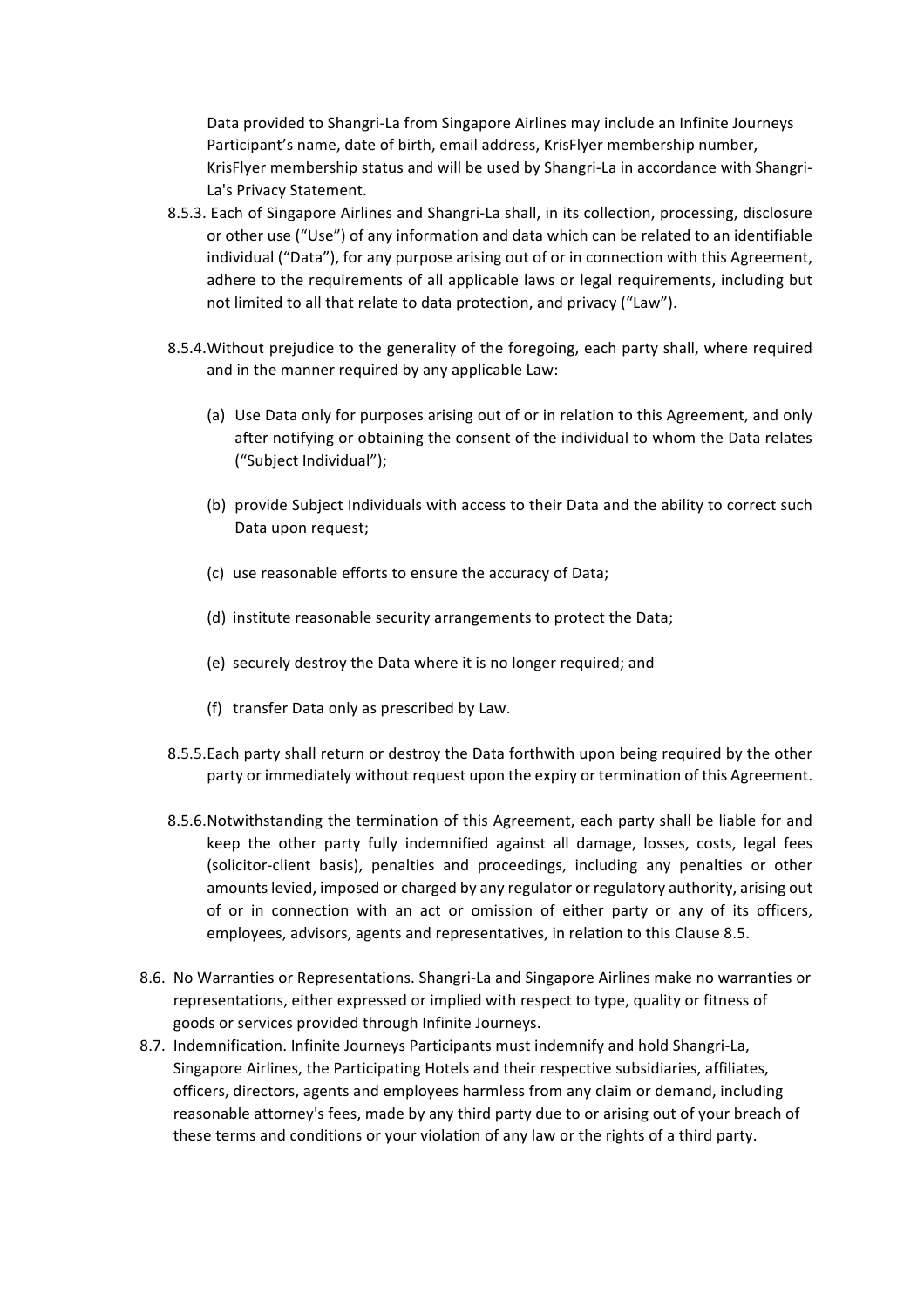Data provided to Shangri-La from Singapore Airlines may include an Infinite Journeys Participant's name, date of birth, email address, KrisFlyer membership number, KrisFlyer membership status and will be used by Shangri-La in accordance with Shangri-La's Privacy Statement.

8.5.3. Each of Singapore Airlines and Shangri-La shall, in its collection, processing, disclosure or other use ("Use") of any information and data which can be related to an identifiable individual ("Data"), for any purpose arising out of or in connection with this Agreement, adhere to the requirements of all applicable laws or legal requirements, including but not limited to all that relate to data protection, and privacy ("Law").

8.5.4. Without prejudice to the generality of the foregoing, each party shall, where required and in the manner required by any applicable Law:

(a) Use Data only for purposes arising out of or in relation to this Agreement, and only after notifying or obtaining the consent of the individual to whom the Data relates ("Subject Individual");

(b) provide Subject Individuals with access to their Data and the ability to correct such Data upon request;

(c) use reasonable efforts to ensure the accuracy of Data;

(d) institute reasonable security arrangements to protect the Data;

(e) securely destroy the Data where it is no longer required; and

(f) transfer Data only as prescribed by Law.

8.5.5. Each party shall return or destroy the Data forthwith upon being required by the other party or immediately without request upon the expiry or termination of this Agreement.

8.5.6. Notwithstanding the termination of this Agreement, each party shall be liable for and keep the other party fully indemnified against all damage, losses, costs, legal fees (solicitor-client basis), penalties and proceedings, including any penalties or other amounts levied, imposed or charged by any regulator or regulatory authority, arising out of or in connection with an act or omission of either party or any of its officers, employees, advisors, agents and representatives, in relation to this Clause 8.5.

8.6. No Warranties or Representations. Shangri-La and Singapore Airlines make no warranties or representations, either expressed or implied with respect to type, quality or fitness of goods or services provided through Infinite Journeys.

8.7. Indemnification. Infinite Journeys Participants must indemnify and hold Shangri-La, Singapore Airlines, the Participating Hotels and their respective subsidiaries, affiliates, officers, directors, agents and employees harmless from any claim or demand, including reasonable attorney's fees, made by any third party due to or arising out of your breach of these terms and conditions or your violation of any law or the rights of a third party.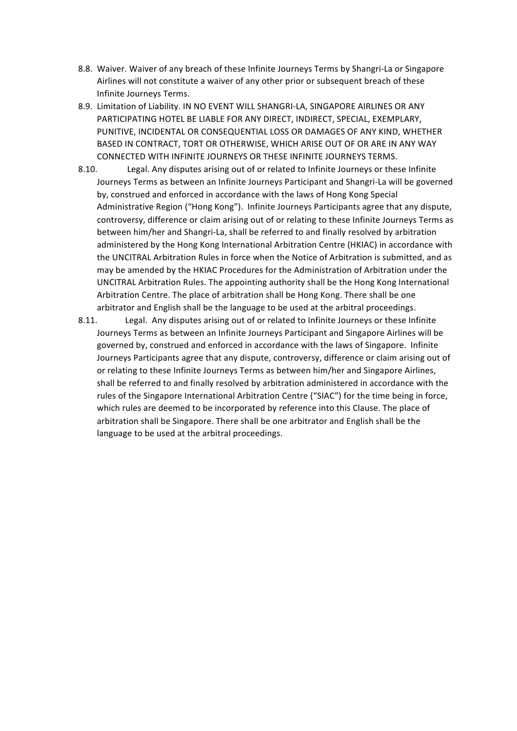8.8. Waiver. Waiver of any breach of these Infinite Journeys Terms by Shangri-La or Singapore Airlines will not constitute a waiver of any other prior or subsequent breach of these Infinite Journeys Terms.

8.9. Limitation of Liability. IN NO EVENT WILL SHANGRI-LA, SINGAPORE AIRLINES OR ANY PARTICIPATING HOTEL BE LIABLE FOR ANY DIRECT, INDIRECT, SPECIAL, EXEMPLARY, PUNITIVE, INCIDENTAL OR CONSEQUENTIAL LOSS OR DAMAGES OF ANY KIND, WHETHER BASED IN CONTRACT, TORT OR OTHERWISE, WHICH ARISE OUT OF OR ARE IN ANY WAY CONNECTED WITH INFINITE JOURNEYS OR THESE INFINITE JOURNEYS TERMS.

8.10. Legal. Any disputes arising out of or related to Infinite Journeys or these Infinite Journeys Terms as between an Infinite Journeys Participant and Shangri-La will be governed by, construed and enforced in accordance with the laws of Hong Kong Special Administrative Region ("Hong Kong"). Infinite Journeys Participants agree that any dispute, controversy, difference or claim arising out of or relating to these Infinite Journeys Terms as between him/her and Shangri-La, shall be referred to and finally resolved by arbitration administered by the Hong Kong International Arbitration Centre (HKIAC) in accordance with the UNCITRAL Arbitration Rules in force when the Notice of Arbitration is submitted, and as may be amended by the HKIAC Procedures for the Administration of Arbitration under the UNCITRAL Arbitration Rules. The appointing authority shall be the Hong Kong International Arbitration Centre. The place of arbitration shall be Hong Kong. There shall be one arbitrator and English shall be the language to be used at the arbitral proceedings.

8.11. Legal. Any disputes arising out of or related to Infinite Journeys or these Infinite Journeys Terms as between an Infinite Journeys Participant and Singapore Airlines will be governed by, construed and enforced in accordance with the laws of Singapore. Infinite Journeys Participants agree that any dispute, controversy, difference or claim arising out of or relating to these Infinite Journeys Terms as between him/her and Singapore Airlines, shall be referred to and finally resolved by arbitration administered in accordance with the rules of the Singapore International Arbitration Centre ("SIAC") for the time being in force, which rules are deemed to be incorporated by reference into this Clause. The place of arbitration shall be Singapore. There shall be one arbitrator and English shall be the language to be used at the arbitral proceedings.